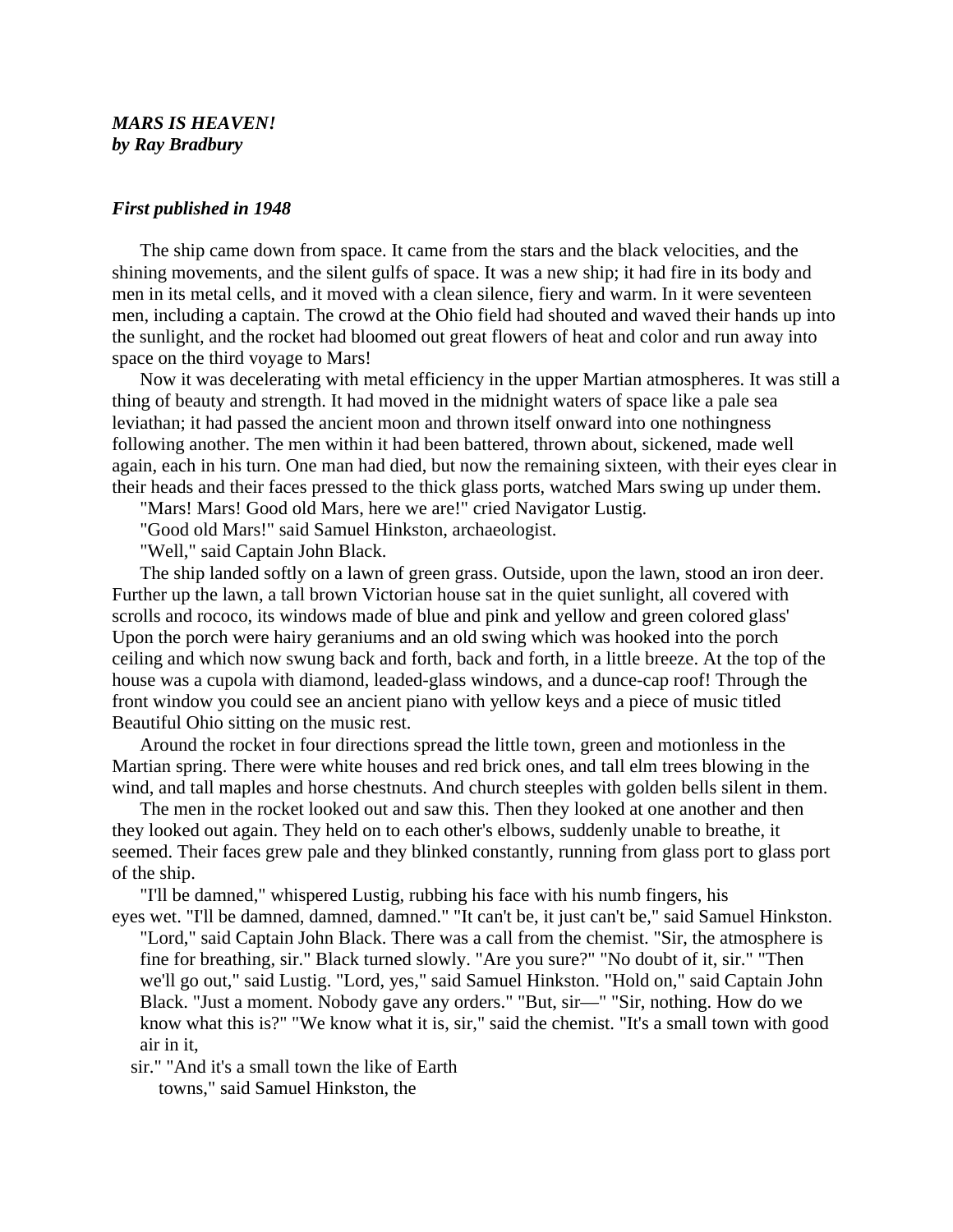***MARS IS HEAVEN!***
***by Ray Bradbury***

***First published in 1948***

The ship came down from space. It came from the stars and the black velocities, and the shining movements, and the silent gulfs of space. It was a new ship; it had fire in its body and men in its metal cells, and it moved with a clean silence, fiery and warm. In it were seventeen men, including a captain. The crowd at the Ohio field had shouted and waved their hands up into the sunlight, and the rocket had bloomed out great flowers of heat and color and run away into space on the third voyage to Mars!

Now it was decelerating with metal efficiency in the upper Martian atmospheres. It was still a thing of beauty and strength. It had moved in the midnight waters of space like a pale sea leviathan; it had passed the ancient moon and thrown itself onward into one nothingness following another. The men within it had been battered, thrown about, sickened, made well again, each in his turn. One man had died, but now the remaining sixteen, with their eyes clear in their heads and their faces pressed to the thick glass ports, watched Mars swing up under them.

"Mars! Mars! Good old Mars, here we are!" cried Navigator Lustig.

"Good old Mars!" said Samuel Hinkston, archaeologist.

"Well," said Captain John Black.

The ship landed softly on a lawn of green grass. Outside, upon the lawn, stood an iron deer. Further up the lawn, a tall brown Victorian house sat in the quiet sunlight, all covered with scrolls and rococo, its windows made of blue and pink and yellow and green colored glass' Upon the porch were hairy geraniums and an old swing which was hooked into the porch ceiling and which now swung back and forth, back and forth, in a little breeze. At the top of the house was a cupola with diamond, leaded-glass windows, and a dunce-cap roof! Through the front window you could see an ancient piano with yellow keys and a piece of music titled Beautiful Ohio sitting on the music rest.

Around the rocket in four directions spread the little town, green and motionless in the Martian spring. There were white houses and red brick ones, and tall elm trees blowing in the wind, and tall maples and horse chestnuts. And church steeples with golden bells silent in them.

The men in the rocket looked out and saw this. Then they looked at one another and then they looked out again. They held on to each other's elbows, suddenly unable to breathe, it seemed. Their faces grew pale and they blinked constantly, running from glass port to glass port of the ship.

"I'll be damned," whispered Lustig, rubbing his face with his numb fingers, his eyes wet. "I'll be damned, damned, damned." "It can't be, it just can't be," said Samuel Hinkston. "Lord," said Captain John Black. There was a call from the chemist. "Sir, the atmosphere is fine for breathing, sir." Black turned slowly. "Are you sure?" "No doubt of it, sir." "Then we'll go out," said Lustig. "Lord, yes," said Samuel Hinkston. "Hold on," said Captain John Black. "Just a moment. Nobody gave any orders." "But, sir—" "Sir, nothing. How do we know what this is?" "We know what it is, sir," said the chemist. "It's a small town with good air in it, sir." "And it's a small town the like of Earth towns," said Samuel Hinkston, the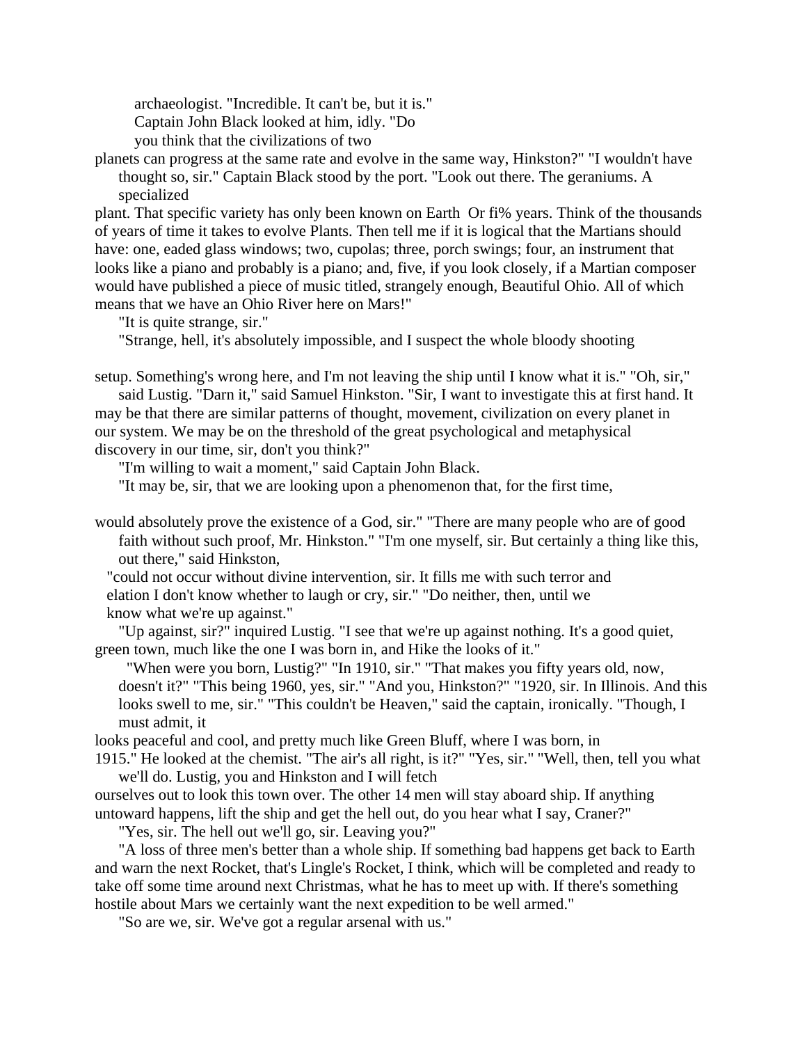archaeologist. "Incredible. It can't be, but it is."

Captain John Black looked at him, idly. "Do you think that the civilizations of two planets can progress at the same rate and evolve in the same way, Hinkston?" "I wouldn't have thought so, sir." Captain Black stood by the port. "Look out there. The geraniums. A specialized plant. That specific variety has only been known on Earth Or fi% years. Think of the thousands of years of time it takes to evolve Plants. Then tell me if it is logical that the Martians should have: one, eaded glass windows; two, cupolas; three, porch swings; four, an instrument that looks like a piano and probably is a piano; and, five, if you look closely, if a Martian composer would have published a piece of music titled, strangely enough, Beautiful Ohio. All of which means that we have an Ohio River here on Mars!"

"It is quite strange, sir."

"Strange, hell, it's absolutely impossible, and I suspect the whole bloody shooting setup. Something's wrong here, and I'm not leaving the ship until I know what it is." "Oh, sir," said Lustig. "Darn it," said Samuel Hinkston. "Sir, I want to investigate this at first hand. It may be that there are similar patterns of thought, movement, civilization on every planet in our system. We may be on the threshold of the great psychological and metaphysical discovery in our time, sir, don't you think?"

"I'm willing to wait a moment," said Captain John Black.

"It may be, sir, that we are looking upon a phenomenon that, for the first time, would absolutely prove the existence of a God, sir." "There are many people who are of good faith without such proof, Mr. Hinkston." "I'm one myself, sir. But certainly a thing like this, out there," said Hinkston, "could not occur without divine intervention, sir. It fills me with such terror and elation I don't know whether to laugh or cry, sir." "Do neither, then, until we know what we're up against."

"Up against, sir?" inquired Lustig. "I see that we're up against nothing. It's a good quiet, green town, much like the one I was born in, and Hike the looks of it."

"When were you born, Lustig?" "In 1910, sir." "That makes you fifty years old, now, doesn't it?" "This being 1960, yes, sir." "And you, Hinkston?" "1920, sir. In Illinois. And this looks swell to me, sir." "This couldn't be Heaven," said the captain, ironically. "Though, I must admit, it looks peaceful and cool, and pretty much like Green Bluff, where I was born, in 1915." He looked at the chemist. "The air's all right, is it?" "Yes, sir." "Well, then, tell you what we'll do. Lustig, you and Hinkston and I will fetch ourselves out to look this town over. The other 14 men will stay aboard ship. If anything untoward happens, lift the ship and get the hell out, do you hear what I say, Craner?"

"Yes, sir. The hell out we'll go, sir. Leaving you?"

"A loss of three men's better than a whole ship. If something bad happens get back to Earth and warn the next Rocket, that's Lingle's Rocket, I think, which will be completed and ready to take off some time around next Christmas, what he has to meet up with. If there's something hostile about Mars we certainly want the next expedition to be well armed."

"So are we, sir. We've got a regular arsenal with us."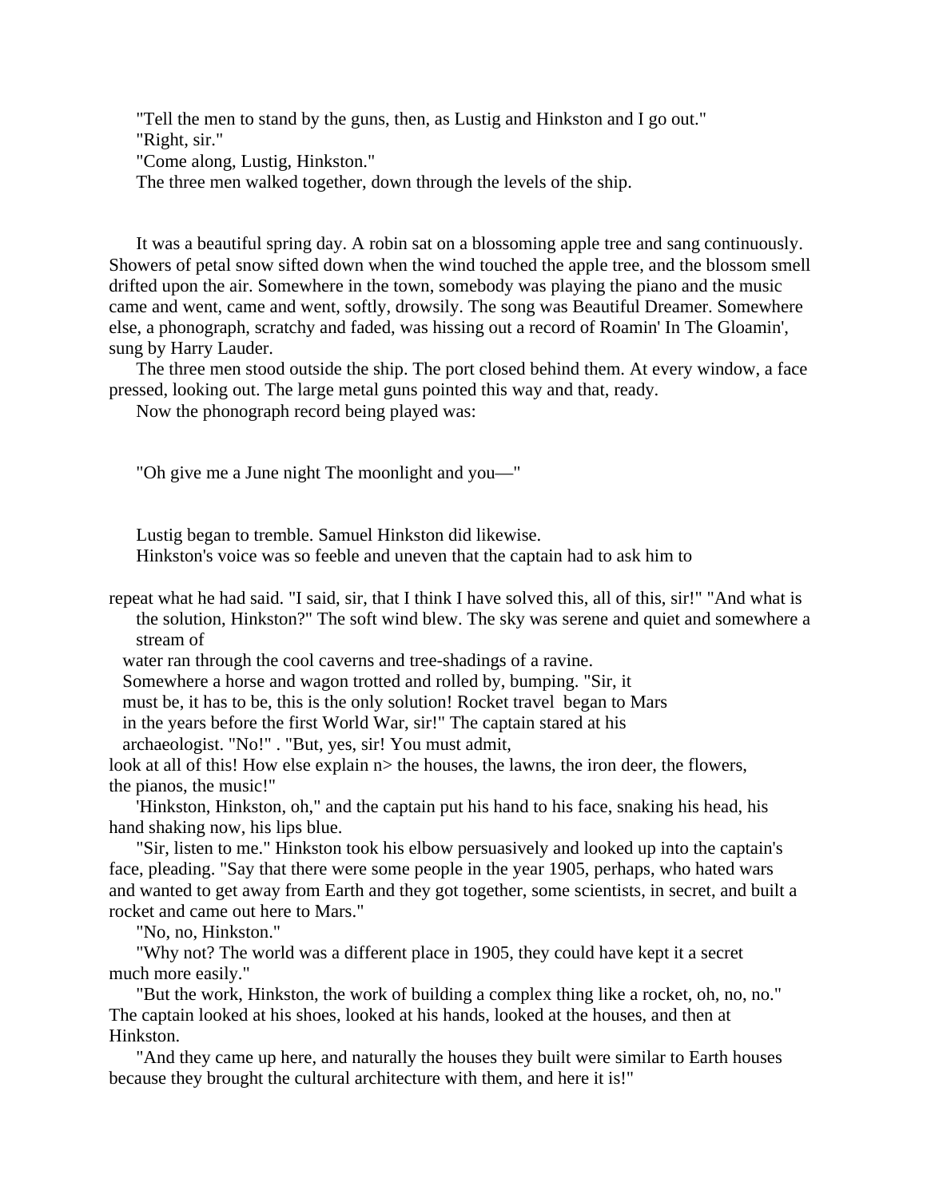"Tell the men to stand by the guns, then, as Lustig and Hinkston and I go out."

"Right, sir."

"Come along, Lustig, Hinkston."

The three men walked together, down through the levels of the ship.

It was a beautiful spring day. A robin sat on a blossoming apple tree and sang continuously. Showers of petal snow sifted down when the wind touched the apple tree, and the blossom smell drifted upon the air. Somewhere in the town, somebody was playing the piano and the music came and went, came and went, softly, drowsily. The song was Beautiful Dreamer. Somewhere else, a phonograph, scratchy and faded, was hissing out a record of Roamin' In The Gloamin', sung by Harry Lauder.

The three men stood outside the ship. The port closed behind them. At every window, a face pressed, looking out. The large metal guns pointed this way and that, ready.

Now the phonograph record being played was:

"Oh give me a June night The moonlight and you—"

Lustig began to tremble. Samuel Hinkston did likewise.

Hinkston's voice was so feeble and uneven that the captain had to ask him to repeat what he had said. "I said, sir, that I think I have solved this, all of this, sir!" "And what is the solution, Hinkston?" The soft wind blew. The sky was serene and quiet and somewhere a stream of water ran through the cool caverns and tree-shadings of a ravine. Somewhere a horse and wagon trotted and rolled by, bumping. "Sir, it must be, it has to be, this is the only solution! Rocket travel began to Mars in the years before the first World War, sir!" The captain stared at his archaeologist. "No!" . "But, yes, sir! You must admit, look at all of this! How else explain n> the houses, the lawns, the iron deer, the flowers, the pianos, the music!"

'Hinkston, Hinkston, oh," and the captain put his hand to his face, snaking his head, his hand shaking now, his lips blue.

"Sir, listen to me." Hinkston took his elbow persuasively and looked up into the captain's face, pleading. "Say that there were some people in the year 1905, perhaps, who hated wars and wanted to get away from Earth and they got together, some scientists, in secret, and built a rocket and came out here to Mars."

"No, no, Hinkston."

"Why not? The world was a different place in 1905, they could have kept it a secret much more easily."

"But the work, Hinkston, the work of building a complex thing like a rocket, oh, no, no." The captain looked at his shoes, looked at his hands, looked at the houses, and then at Hinkston.

"And they came up here, and naturally the houses they built were similar to Earth houses because they brought the cultural architecture with them, and here it is!"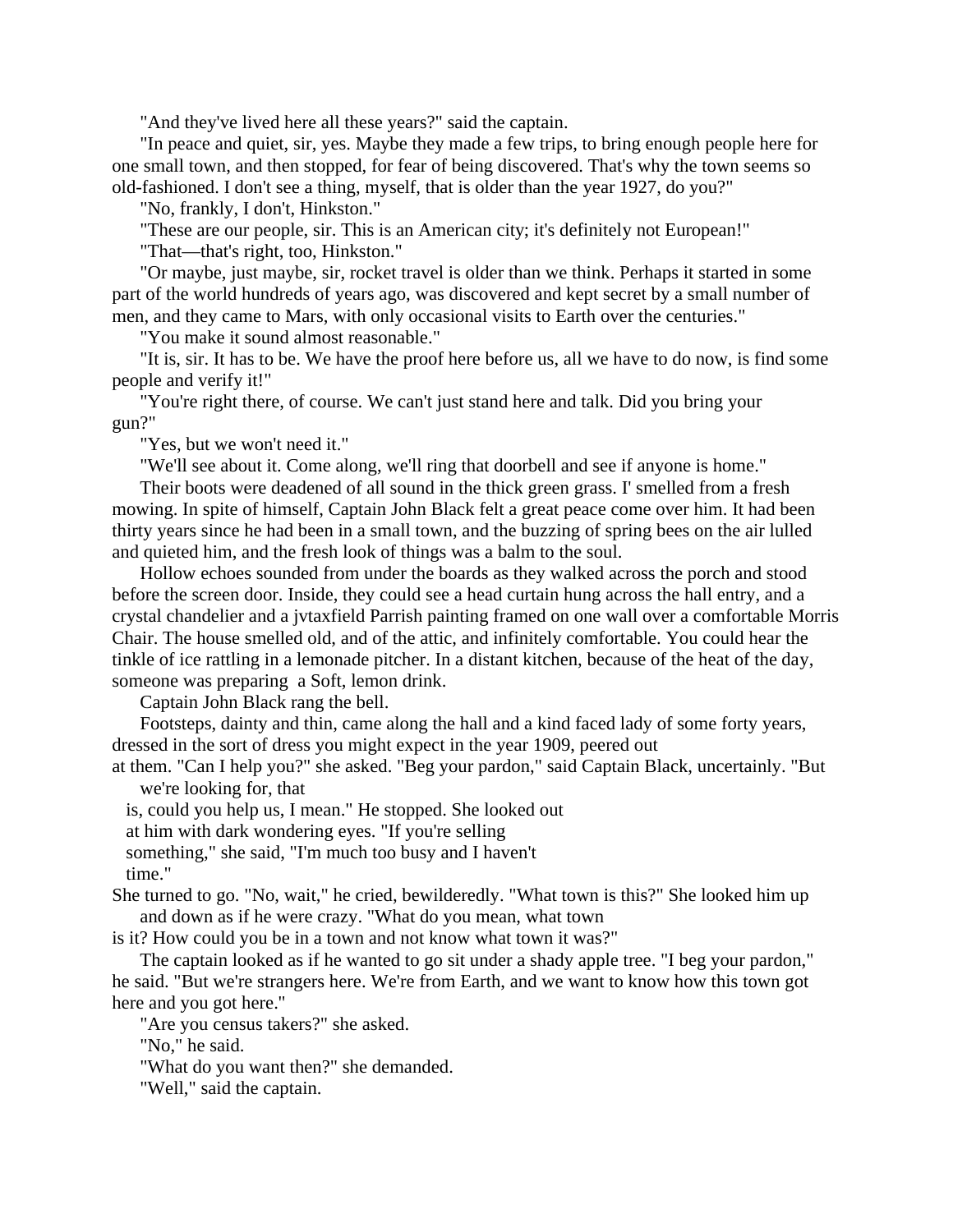"And they've lived here all these years?" said the captain.

"In peace and quiet, sir, yes. Maybe they made a few trips, to bring enough people here for one small town, and then stopped, for fear of being discovered. That's why the town seems so old-fashioned. I don't see a thing, myself, that is older than the year 1927, do you?"

"No, frankly, I don't, Hinkston."

"These are our people, sir. This is an American city; it's definitely not European!"

"That—that's right, too, Hinkston."

"Or maybe, just maybe, sir, rocket travel is older than we think. Perhaps it started in some part of the world hundreds of years ago, was discovered and kept secret by a small number of men, and they came to Mars, with only occasional visits to Earth over the centuries."

"You make it sound almost reasonable."

"It is, sir. It has to be. We have the proof here before us, all we have to do now, is find some people and verify it!"

"You're right there, of course. We can't just stand here and talk. Did you bring your gun?"

"Yes, but we won't need it."

"We'll see about it. Come along, we'll ring that doorbell and see if anyone is home."

Their boots were deadened of all sound in the thick green grass. I' smelled from a fresh mowing. In spite of himself, Captain John Black felt a great peace come over him. It had been thirty years since he had been in a small town, and the buzzing of spring bees on the air lulled and quieted him, and the fresh look of things was a balm to the soul.

Hollow echoes sounded from under the boards as they walked across the porch and stood before the screen door. Inside, they could see a head curtain hung across the hall entry, and a crystal chandelier and a jvtaxfield Parrish painting framed on one wall over a comfortable Morris Chair. The house smelled old, and of the attic, and infinitely comfortable. You could hear the tinkle of ice rattling in a lemonade pitcher. In a distant kitchen, because of the heat of the day, someone was preparing a Soft, lemon drink.

Captain John Black rang the bell.

Footsteps, dainty and thin, came along the hall and a kind faced lady of some forty years, dressed in the sort of dress you might expect in the year 1909, peered out at them. "Can I help you?" she asked. "Beg your pardon," said Captain Black, uncertainly. "But we're looking for, that is, could you help us, I mean." He stopped. She looked out at him with dark wondering eyes. "If you're selling something," she said, "I'm much too busy and I haven't time."

She turned to go. "No, wait," he cried, bewilderedly. "What town is this?" She looked him up and down as if he were crazy. "What do you mean, what town is it? How could you be in a town and not know what town it was?"

The captain looked as if he wanted to go sit under a shady apple tree. "I beg your pardon," he said. "But we're strangers here. We're from Earth, and we want to know how this town got here and you got here."

"Are you census takers?" she asked.

"No," he said.

"What do you want then?" she demanded.

"Well," said the captain.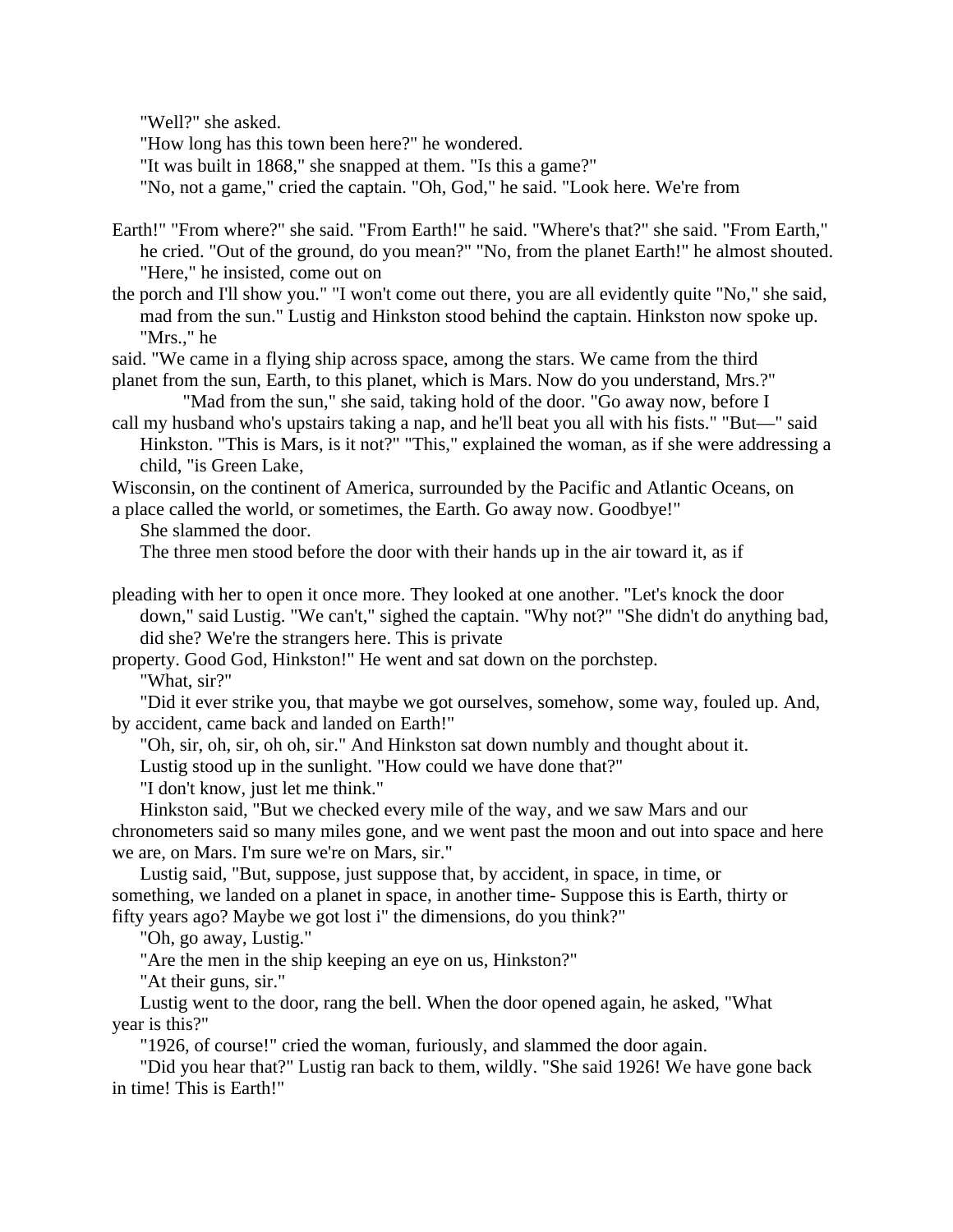"Well?" she asked.

"How long has this town been here?" he wondered.

"It was built in 1868," she snapped at them. "Is this a game?"

"No, not a game," cried the captain. "Oh, God," he said. "Look here. We're from

Earth!" "From where?" she said. "From Earth!" he said. "Where's that?" she said. "From Earth," he cried. "Out of the ground, do you mean?" "No, from the planet Earth!" he almost shouted. "Here," he insisted, come out on the porch and I'll show you." "I won't come out there, you are all evidently quite "No," she said, mad from the sun." Lustig and Hinkston stood behind the captain. Hinkston now spoke up. "Mrs.," he said. "We came in a flying ship across space, among the stars. We came from the third planet from the sun, Earth, to this planet, which is Mars. Now do you understand, Mrs.?"

"Mad from the sun," she said, taking hold of the door. "Go away now, before I call my husband who's upstairs taking a nap, and he'll beat you all with his fists." "But—" said Hinkston. "This is Mars, is it not?" "This," explained the woman, as if she were addressing a child, "is Green Lake, Wisconsin, on the continent of America, surrounded by the Pacific and Atlantic Oceans, on a place called the world, or sometimes, the Earth. Go away now. Goodbye!"

She slammed the door.

The three men stood before the door with their hands up in the air toward it, as if

pleading with her to open it once more. They looked at one another. "Let's knock the door down," said Lustig. "We can't," sighed the captain. "Why not?" "She didn't do anything bad, did she? We're the strangers here. This is private property. Good God, Hinkston!" He went and sat down on the porchstep.

"What, sir?"

"Did it ever strike you, that maybe we got ourselves, somehow, some way, fouled up. And, by accident, came back and landed on Earth!"

"Oh, sir, oh, sir, oh oh, sir." And Hinkston sat down numbly and thought about it.

Lustig stood up in the sunlight. "How could we have done that?"

"I don't know, just let me think."

Hinkston said, "But we checked every mile of the way, and we saw Mars and our chronometers said so many miles gone, and we went past the moon and out into space and here we are, on Mars. I'm sure we're on Mars, sir."

Lustig said, "But, suppose, just suppose that, by accident, in space, in time, or something, we landed on a planet in space, in another time- Suppose this is Earth, thirty or fifty years ago? Maybe we got lost i" the dimensions, do you think?"

"Oh, go away, Lustig."

"Are the men in the ship keeping an eye on us, Hinkston?"

"At their guns, sir."

Lustig went to the door, rang the bell. When the door opened again, he asked, "What year is this?"

"1926, of course!" cried the woman, furiously, and slammed the door again.

"Did you hear that?" Lustig ran back to them, wildly. "She said 1926! We have gone back in time! This is Earth!"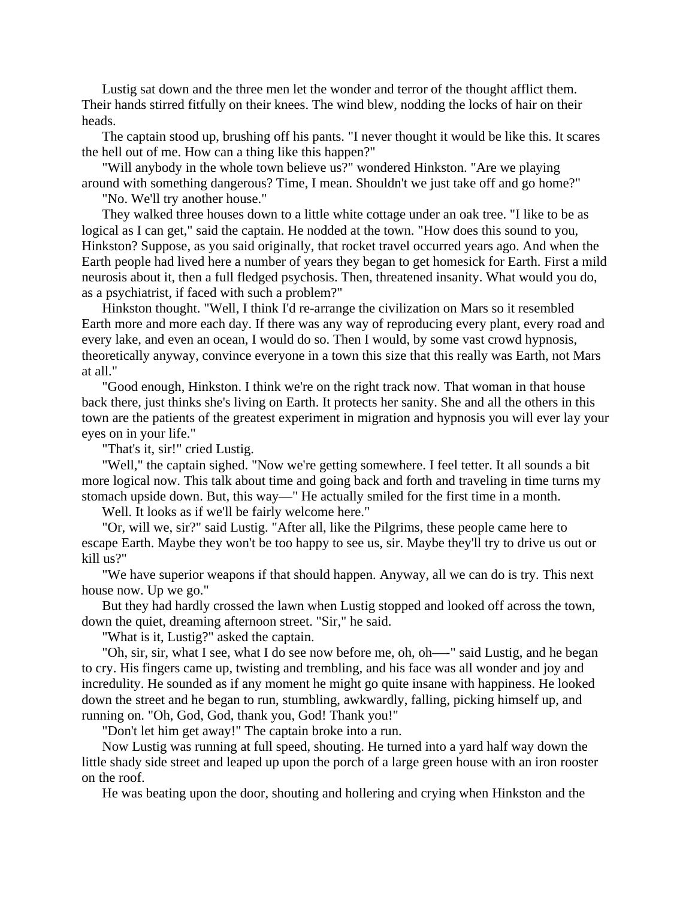Lustig sat down and the three men let the wonder and terror of the thought afflict them. Their hands stirred fitfully on their knees. The wind blew, nodding the locks of hair on their heads.

The captain stood up, brushing off his pants. "I never thought it would be like this. It scares the hell out of me. How can a thing like this happen?"

"Will anybody in the whole town believe us?" wondered Hinkston. "Are we playing around with something dangerous? Time, I mean. Shouldn't we just take off and go home?"

"No. We'll try another house."

They walked three houses down to a little white cottage under an oak tree. "I like to be as logical as I can get," said the captain. He nodded at the town. "How does this sound to you, Hinkston? Suppose, as you said originally, that rocket travel occurred years ago. And when the Earth people had lived here a number of years they began to get homesick for Earth. First a mild neurosis about it, then a full fledged psychosis. Then, threatened insanity. What would you do, as a psychiatrist, if faced with such a problem?"

Hinkston thought. "Well, I think I'd re-arrange the civilization on Mars so it resembled Earth more and more each day. If there was any way of reproducing every plant, every road and every lake, and even an ocean, I would do so. Then I would, by some vast crowd hypnosis, theoretically anyway, convince everyone in a town this size that this really was Earth, not Mars at all."

"Good enough, Hinkston. I think we're on the right track now. That woman in that house back there, just thinks she's living on Earth. It protects her sanity. She and all the others in this town are the patients of the greatest experiment in migration and hypnosis you will ever lay your eyes on in your life."

"That's it, sir!" cried Lustig.

"Well," the captain sighed. "Now we're getting somewhere. I feel tetter. It all sounds a bit more logical now. This talk about time and going back and forth and traveling in time turns my stomach upside down. But, this way—" He actually smiled for the first time in a month.

Well. It looks as if we'll be fairly welcome here."

"Or, will we, sir?" said Lustig. "After all, like the Pilgrims, these people came here to escape Earth. Maybe they won't be too happy to see us, sir. Maybe they'll try to drive us out or kill us?"

"We have superior weapons if that should happen. Anyway, all we can do is try. This next house now. Up we go."

But they had hardly crossed the lawn when Lustig stopped and looked off across the town, down the quiet, dreaming afternoon street. "Sir," he said.

"What is it, Lustig?" asked the captain.

"Oh, sir, sir, what I see, what I do see now before me, oh, oh—-" said Lustig, and he began to cry. His fingers came up, twisting and trembling, and his face was all wonder and joy and incredulity. He sounded as if any moment he might go quite insane with happiness. He looked down the street and he began to run, stumbling, awkwardly, falling, picking himself up, and running on. "Oh, God, God, thank you, God! Thank you!"

"Don't let him get away!" The captain broke into a run.

Now Lustig was running at full speed, shouting. He turned into a yard half way down the little shady side street and leaped up upon the porch of a large green house with an iron rooster on the roof.

He was beating upon the door, shouting and hollering and crying when Hinkston and the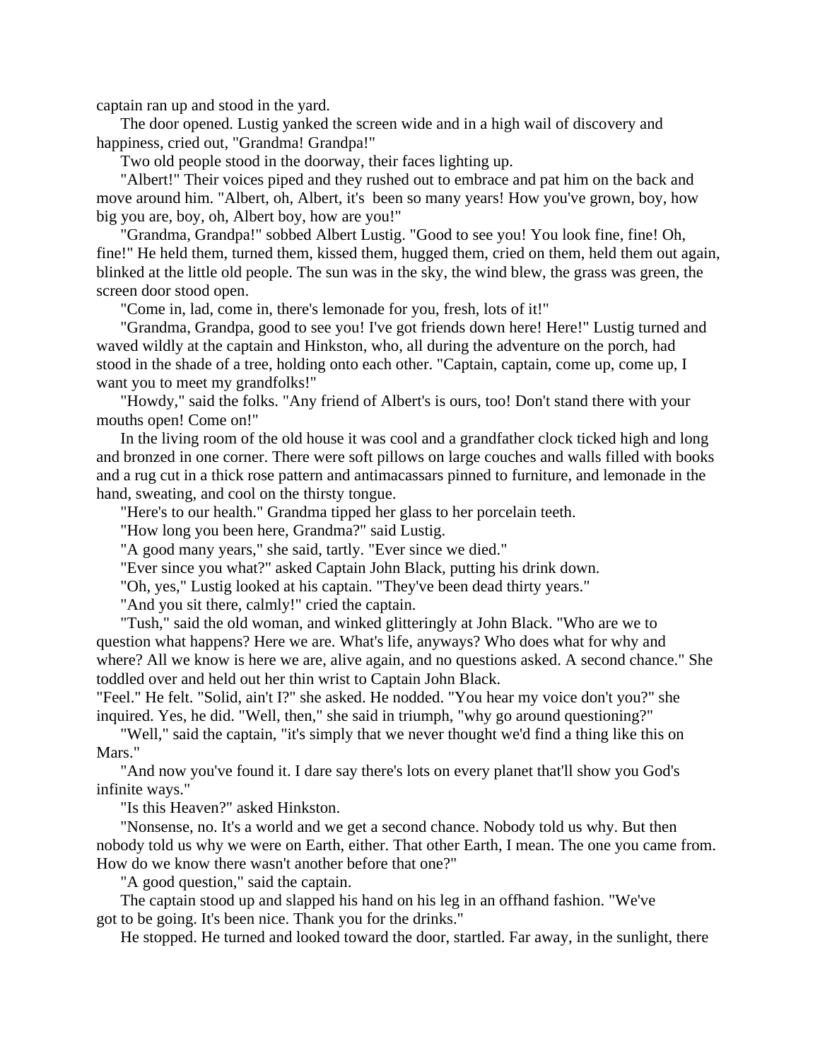captain ran up and stood in the yard.

The door opened. Lustig yanked the screen wide and in a high wail of discovery and happiness, cried out, "Grandma! Grandpa!"

Two old people stood in the doorway, their faces lighting up.

"Albert!" Their voices piped and they rushed out to embrace and pat him on the back and move around him. "Albert, oh, Albert, it's been so many years! How you've grown, boy, how big you are, boy, oh, Albert boy, how are you!"

"Grandma, Grandpa!" sobbed Albert Lustig. "Good to see you! You look fine, fine! Oh, fine!" He held them, turned them, kissed them, hugged them, cried on them, held them out again, blinked at the little old people. The sun was in the sky, the wind blew, the grass was green, the screen door stood open.

"Come in, lad, come in, there's lemonade for you, fresh, lots of it!"

"Grandma, Grandpa, good to see you! I've got friends down here! Here!" Lustig turned and waved wildly at the captain and Hinkston, who, all during the adventure on the porch, had stood in the shade of a tree, holding onto each other. "Captain, captain, come up, come up, I want you to meet my grandfolks!"

"Howdy," said the folks. "Any friend of Albert's is ours, too! Don't stand there with your mouths open! Come on!"

In the living room of the old house it was cool and a grandfather clock ticked high and long and bronzed in one corner. There were soft pillows on large couches and walls filled with books and a rug cut in a thick rose pattern and antimacassars pinned to furniture, and lemonade in the hand, sweating, and cool on the thirsty tongue.

"Here's to our health." Grandma tipped her glass to her porcelain teeth.

"How long you been here, Grandma?" said Lustig.

"A good many years," she said, tartly. "Ever since we died."

"Ever since you what?" asked Captain John Black, putting his drink down.

"Oh, yes," Lustig looked at his captain. "They've been dead thirty years."

"And you sit there, calmly!" cried the captain.

"Tush," said the old woman, and winked glitteringly at John Black. "Who are we to question what happens? Here we are. What's life, anyways? Who does what for why and where? All we know is here we are, alive again, and no questions asked. A second chance." She toddled over and held out her thin wrist to Captain John Black.
"Feel." He felt. "Solid, ain't I?" she asked. He nodded. "You hear my voice don't you?" she inquired. Yes, he did. "Well, then," she said in triumph, "why go around questioning?"

"Well," said the captain, "it's simply that we never thought we'd find a thing like this on Mars."

"And now you've found it. I dare say there's lots on every planet that'll show you God's infinite ways."

"Is this Heaven?" asked Hinkston.

"Nonsense, no. It's a world and we get a second chance. Nobody told us why. But then nobody told us why we were on Earth, either. That other Earth, I mean. The one you came from. How do we know there wasn't another before that one?"

"A good question," said the captain.

The captain stood up and slapped his hand on his leg in an offhand fashion. "We've got to be going. It's been nice. Thank you for the drinks."

He stopped. He turned and looked toward the door, startled. Far away, in the sunlight, there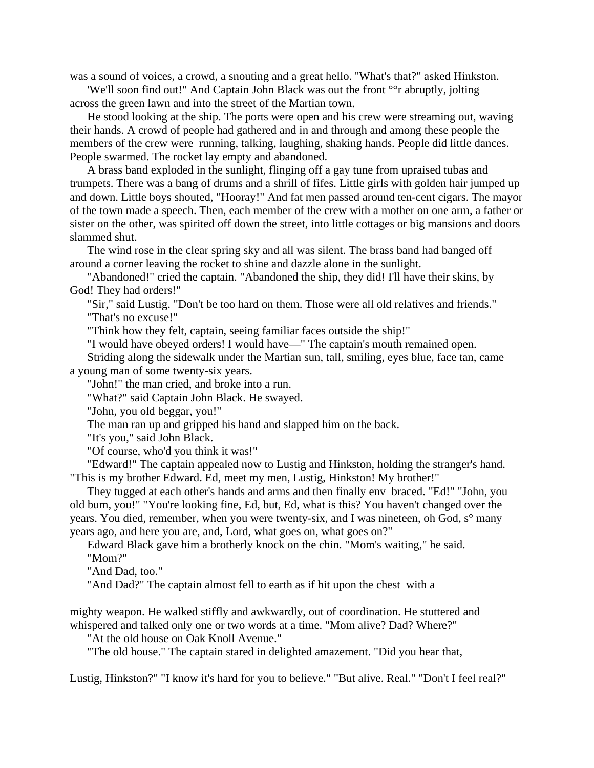was a sound of voices, a crowd, a snouting and a great hello. "What's that?" asked Hinkston.

'We'll soon find out!" And Captain John Black was out the front °°r abruptly, jolting across the green lawn and into the street of the Martian town.

He stood looking at the ship. The ports were open and his crew were streaming out, waving their hands. A crowd of people had gathered and in and through and among these people the members of the crew were running, talking, laughing, shaking hands. People did little dances. People swarmed. The rocket lay empty and abandoned.

A brass band exploded in the sunlight, flinging off a gay tune from upraised tubas and trumpets. There was a bang of drums and a shrill of fifes. Little girls with golden hair jumped up and down. Little boys shouted, "Hooray!" And fat men passed around ten-cent cigars. The mayor of the town made a speech. Then, each member of the crew with a mother on one arm, a father or sister on the other, was spirited off down the street, into little cottages or big mansions and doors slammed shut.

The wind rose in the clear spring sky and all was silent. The brass band had banged off around a corner leaving the rocket to shine and dazzle alone in the sunlight.

"Abandoned!" cried the captain. "Abandoned the ship, they did! I'll have their skins, by God! They had orders!"

"Sir," said Lustig. "Don't be too hard on them. Those were all old relatives and friends."

"That's no excuse!"

"Think how they felt, captain, seeing familiar faces outside the ship!"

"I would have obeyed orders! I would have—" The captain's mouth remained open.

Striding along the sidewalk under the Martian sun, tall, smiling, eyes blue, face tan, came a young man of some twenty-six years.

"John!" the man cried, and broke into a run.

"What?" said Captain John Black. He swayed.

"John, you old beggar, you!"

The man ran up and gripped his hand and slapped him on the back.

"It's you," said John Black.

"Of course, who'd you think it was!"

"Edward!" The captain appealed now to Lustig and Hinkston, holding the stranger's hand. "This is my brother Edward. Ed, meet my men, Lustig, Hinkston! My brother!"

They tugged at each other's hands and arms and then finally env braced. "Ed!" "John, you old bum, you!" "You're looking fine, Ed, but, Ed, what is this? You haven't changed over the years. You died, remember, when you were twenty-six, and I was nineteen, oh God, s° many years ago, and here you are, and, Lord, what goes on, what goes on?"

Edward Black gave him a brotherly knock on the chin. "Mom's waiting," he said.

"Mom?"

"And Dad, too."

"And Dad?" The captain almost fell to earth as if hit upon the chest with a mighty weapon. He walked stiffly and awkwardly, out of coordination. He stuttered and whispered and talked only one or two words at a time. "Mom alive? Dad? Where?"

"At the old house on Oak Knoll Avenue."

"The old house." The captain stared in delighted amazement. "Did you hear that, Lustig, Hinkston?" "I know it's hard for you to believe." "But alive. Real." "Don't I feel real?"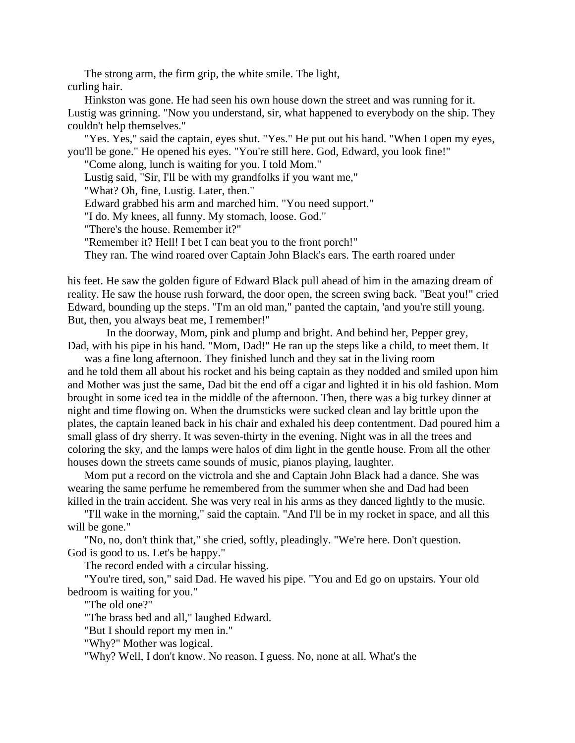The strong arm, the firm grip, the white smile. The light, curling hair.

Hinkston was gone. He had seen his own house down the street and was running for it. Lustig was grinning. "Now you understand, sir, what happened to everybody on the ship. They couldn't help themselves."

"Yes. Yes," said the captain, eyes shut. "Yes." He put out his hand. "When I open my eyes, you'll be gone." He opened his eyes. "You're still here. God, Edward, you look fine!"

"Come along, lunch is waiting for you. I told Mom."

Lustig said, "Sir, I'll be with my grandfolks if you want me,"

"What? Oh, fine, Lustig. Later, then."

Edward grabbed his arm and marched him. "You need support."

"I do. My knees, all funny. My stomach, loose. God."

"There's the house. Remember it?"

"Remember it? Hell! I bet I can beat you to the front porch!"

They ran. The wind roared over Captain John Black's ears. The earth roared under his feet. He saw the golden figure of Edward Black pull ahead of him in the amazing dream of reality. He saw the house rush forward, the door open, the screen swing back. "Beat you!" cried Edward, bounding up the steps. "I'm an old man," panted the captain, 'and you're still young. But, then, you always beat me, I remember!"

In the doorway, Mom, pink and plump and bright. And behind her, Pepper grey, Dad, with his pipe in his hand. "Mom, Dad!" He ran up the steps like a child, to meet them. It was a fine long afternoon. They finished lunch and they sat in the living room and he told them all about his rocket and his being captain as they nodded and smiled upon him and Mother was just the same, Dad bit the end off a cigar and lighted it in his old fashion. Mom brought in some iced tea in the middle of the afternoon. Then, there was a big turkey dinner at night and time flowing on. When the drumsticks were sucked clean and lay brittle upon the plates, the captain leaned back in his chair and exhaled his deep contentment. Dad poured him a small glass of dry sherry. It was seven-thirty in the evening. Night was in all the trees and coloring the sky, and the lamps were halos of dim light in the gentle house. From all the other houses down the streets came sounds of music, pianos playing, laughter.

Mom put a record on the victrola and she and Captain John Black had a dance. She was wearing the same perfume he remembered from the summer when she and Dad had been killed in the train accident. She was very real in his arms as they danced lightly to the music.

"I'll wake in the morning," said the captain. "And I'll be in my rocket in space, and all this will be gone."

"No, no, don't think that," she cried, softly, pleadingly. "We're here. Don't question. God is good to us. Let's be happy."

The record ended with a circular hissing.

"You're tired, son," said Dad. He waved his pipe. "You and Ed go on upstairs. Your old bedroom is waiting for you."

"The old one?"

"The brass bed and all," laughed Edward.

"But I should report my men in."

"Why?" Mother was logical.

"Why? Well, I don't know. No reason, I guess. No, none at all. What's the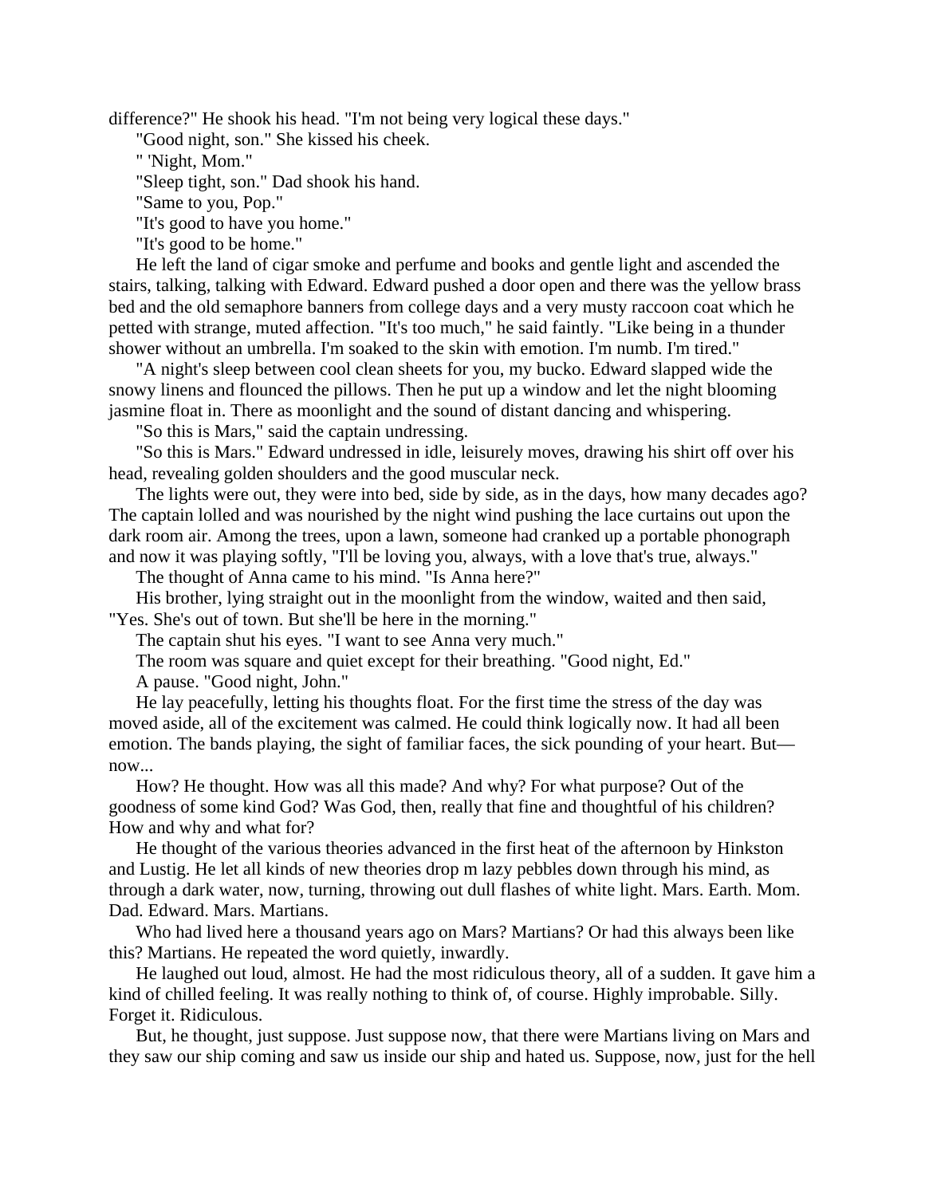difference?" He shook his head. "I'm not being very logical these days."

"Good night, son." She kissed his cheek.

" 'Night, Mom."

"Sleep tight, son." Dad shook his hand.

"Same to you, Pop."

"It's good to have you home."

"It's good to be home."

He left the land of cigar smoke and perfume and books and gentle light and ascended the stairs, talking, talking with Edward. Edward pushed a door open and there was the yellow brass bed and the old semaphore banners from college days and a very musty raccoon coat which he petted with strange, muted affection. "It's too much," he said faintly. "Like being in a thunder shower without an umbrella. I'm soaked to the skin with emotion. I'm numb. I'm tired."

"A night's sleep between cool clean sheets for you, my bucko. Edward slapped wide the snowy linens and flounced the pillows. Then he put up a window and let the night blooming jasmine float in. There as moonlight and the sound of distant dancing and whispering.

"So this is Mars," said the captain undressing.

"So this is Mars." Edward undressed in idle, leisurely moves, drawing his shirt off over his head, revealing golden shoulders and the good muscular neck.

The lights were out, they were into bed, side by side, as in the days, how many decades ago? The captain lolled and was nourished by the night wind pushing the lace curtains out upon the dark room air. Among the trees, upon a lawn, someone had cranked up a portable phonograph and now it was playing softly, "I'll be loving you, always, with a love that's true, always."

The thought of Anna came to his mind. "Is Anna here?"

His brother, lying straight out in the moonlight from the window, waited and then said, "Yes. She's out of town. But she'll be here in the morning."

The captain shut his eyes. "I want to see Anna very much."

The room was square and quiet except for their breathing. "Good night, Ed."

A pause. "Good night, John."

He lay peacefully, letting his thoughts float. For the first time the stress of the day was moved aside, all of the excitement was calmed. He could think logically now. It had all been emotion. The bands playing, the sight of familiar faces, the sick pounding of your heart. But—now...

How? He thought. How was all this made? And why? For what purpose? Out of the goodness of some kind God? Was God, then, really that fine and thoughtful of his children? How and why and what for?

He thought of the various theories advanced in the first heat of the afternoon by Hinkston and Lustig. He let all kinds of new theories drop m lazy pebbles down through his mind, as through a dark water, now, turning, throwing out dull flashes of white light. Mars. Earth. Mom. Dad. Edward. Mars. Martians.

Who had lived here a thousand years ago on Mars? Martians? Or had this always been like this? Martians. He repeated the word quietly, inwardly.

He laughed out loud, almost. He had the most ridiculous theory, all of a sudden. It gave him a kind of chilled feeling. It was really nothing to think of, of course. Highly improbable. Silly. Forget it. Ridiculous.

But, he thought, just suppose. Just suppose now, that there were Martians living on Mars and they saw our ship coming and saw us inside our ship and hated us. Suppose, now, just for the hell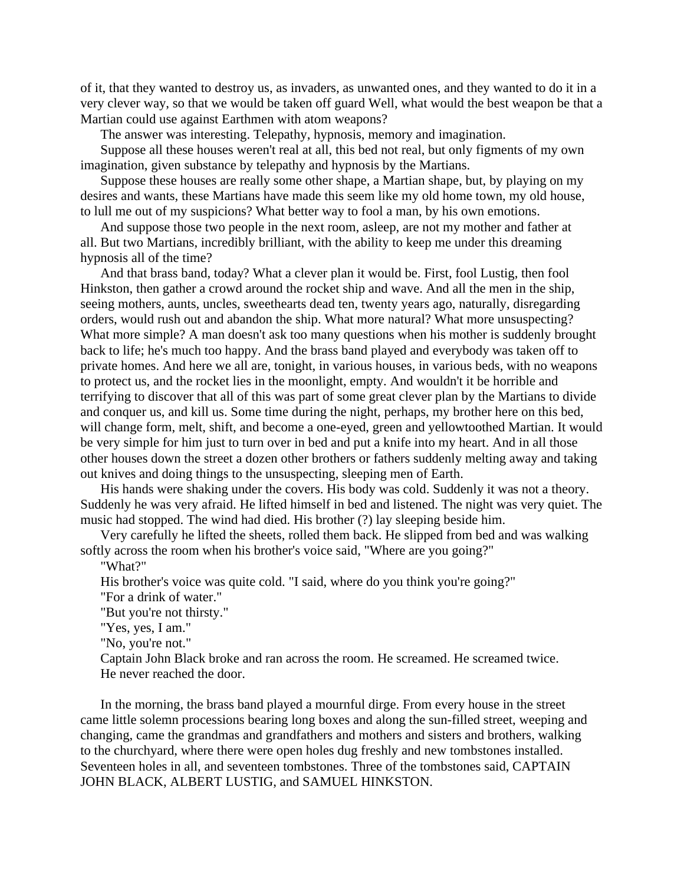of it, that they wanted to destroy us, as invaders, as unwanted ones, and they wanted to do it in a very clever way, so that we would be taken off guard Well, what would the best weapon be that a Martian could use against Earthmen with atom weapons?

The answer was interesting. Telepathy, hypnosis, memory and imagination.

Suppose all these houses weren't real at all, this bed not real, but only figments of my own imagination, given substance by telepathy and hypnosis by the Martians.

Suppose these houses are really some other shape, a Martian shape, but, by playing on my desires and wants, these Martians have made this seem like my old home town, my old house, to lull me out of my suspicions? What better way to fool a man, by his own emotions.

And suppose those two people in the next room, asleep, are not my mother and father at all. But two Martians, incredibly brilliant, with the ability to keep me under this dreaming hypnosis all of the time?

And that brass band, today? What a clever plan it would be. First, fool Lustig, then fool Hinkston, then gather a crowd around the rocket ship and wave. And all the men in the ship, seeing mothers, aunts, uncles, sweethearts dead ten, twenty years ago, naturally, disregarding orders, would rush out and abandon the ship. What more natural? What more unsuspecting? What more simple? A man doesn't ask too many questions when his mother is suddenly brought back to life; he's much too happy. And the brass band played and everybody was taken off to private homes. And here we all are, tonight, in various houses, in various beds, with no weapons to protect us, and the rocket lies in the moonlight, empty. And wouldn't it be horrible and terrifying to discover that all of this was part of some great clever plan by the Martians to divide and conquer us, and kill us. Some time during the night, perhaps, my brother here on this bed, will change form, melt, shift, and become a one-eyed, green and yellowtoothed Martian. It would be very simple for him just to turn over in bed and put a knife into my heart. And in all those other houses down the street a dozen other brothers or fathers suddenly melting away and taking out knives and doing things to the unsuspecting, sleeping men of Earth.

His hands were shaking under the covers. His body was cold. Suddenly it was not a theory. Suddenly he was very afraid. He lifted himself in bed and listened. The night was very quiet. The music had stopped. The wind had died. His brother (?) lay sleeping beside him.

Very carefully he lifted the sheets, rolled them back. He slipped from bed and was walking softly across the room when his brother's voice said, "Where are you going?"

"What?"

His brother's voice was quite cold. "I said, where do you think you're going?"

"For a drink of water."

"But you're not thirsty."

"Yes, yes, I am."

"No, you're not."

Captain John Black broke and ran across the room. He screamed. He screamed twice.

He never reached the door.

In the morning, the brass band played a mournful dirge. From every house in the street came little solemn processions bearing long boxes and along the sun-filled street, weeping and changing, came the grandmas and grandfathers and mothers and sisters and brothers, walking to the churchyard, where there were open holes dug freshly and new tombstones installed. Seventeen holes in all, and seventeen tombstones. Three of the tombstones said, CAPTAIN JOHN BLACK, ALBERT LUSTIG, and SAMUEL HINKSTON.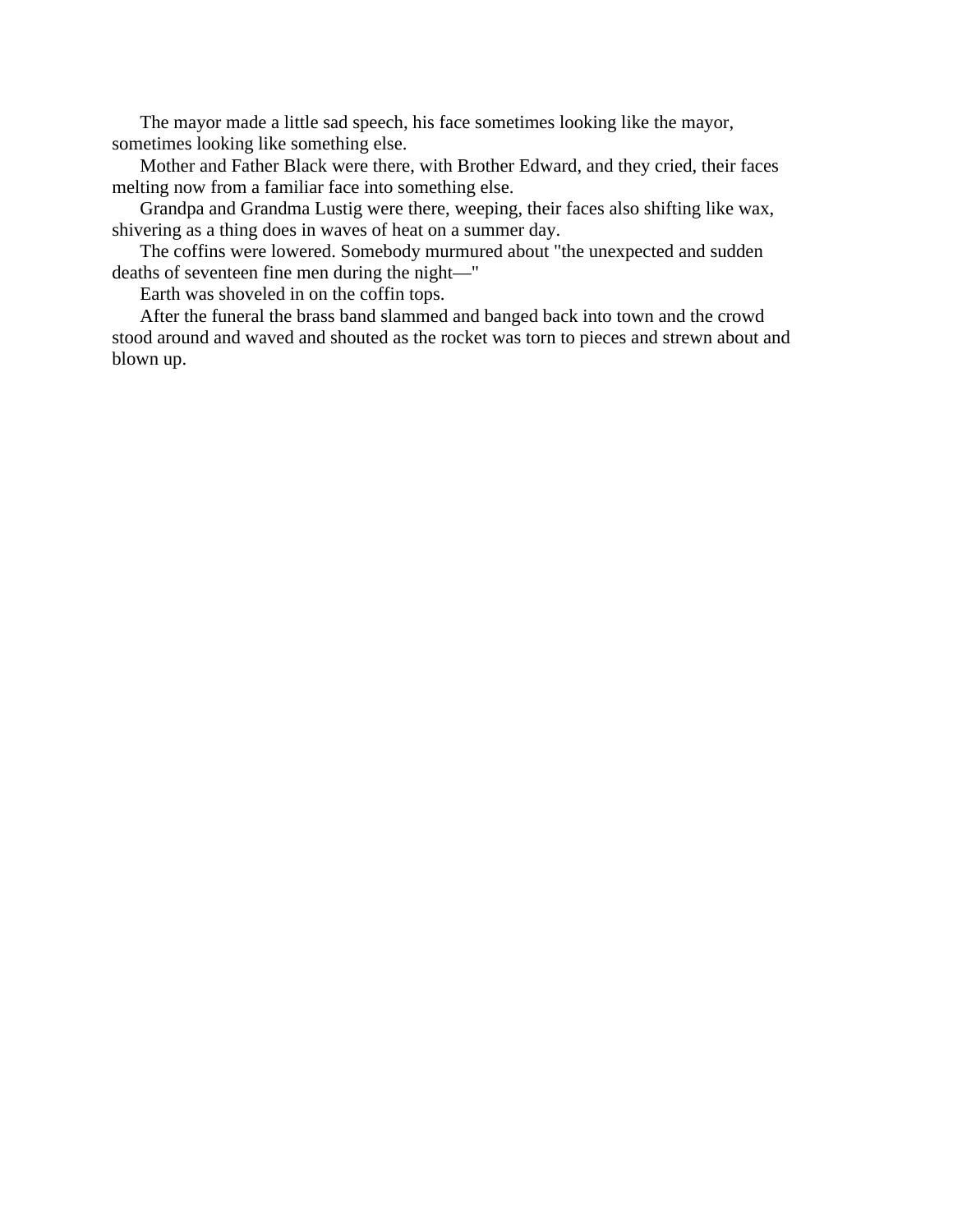The mayor made a little sad speech, his face sometimes looking like the mayor, sometimes looking like something else.

Mother and Father Black were there, with Brother Edward, and they cried, their faces melting now from a familiar face into something else.

Grandpa and Grandma Lustig were there, weeping, their faces also shifting like wax, shivering as a thing does in waves of heat on a summer day.

The coffins were lowered. Somebody murmured about "the unexpected and sudden deaths of seventeen fine men during the night—"

Earth was shoveled in on the coffin tops.

After the funeral the brass band slammed and banged back into town and the crowd stood around and waved and shouted as the rocket was torn to pieces and strewn about and blown up.